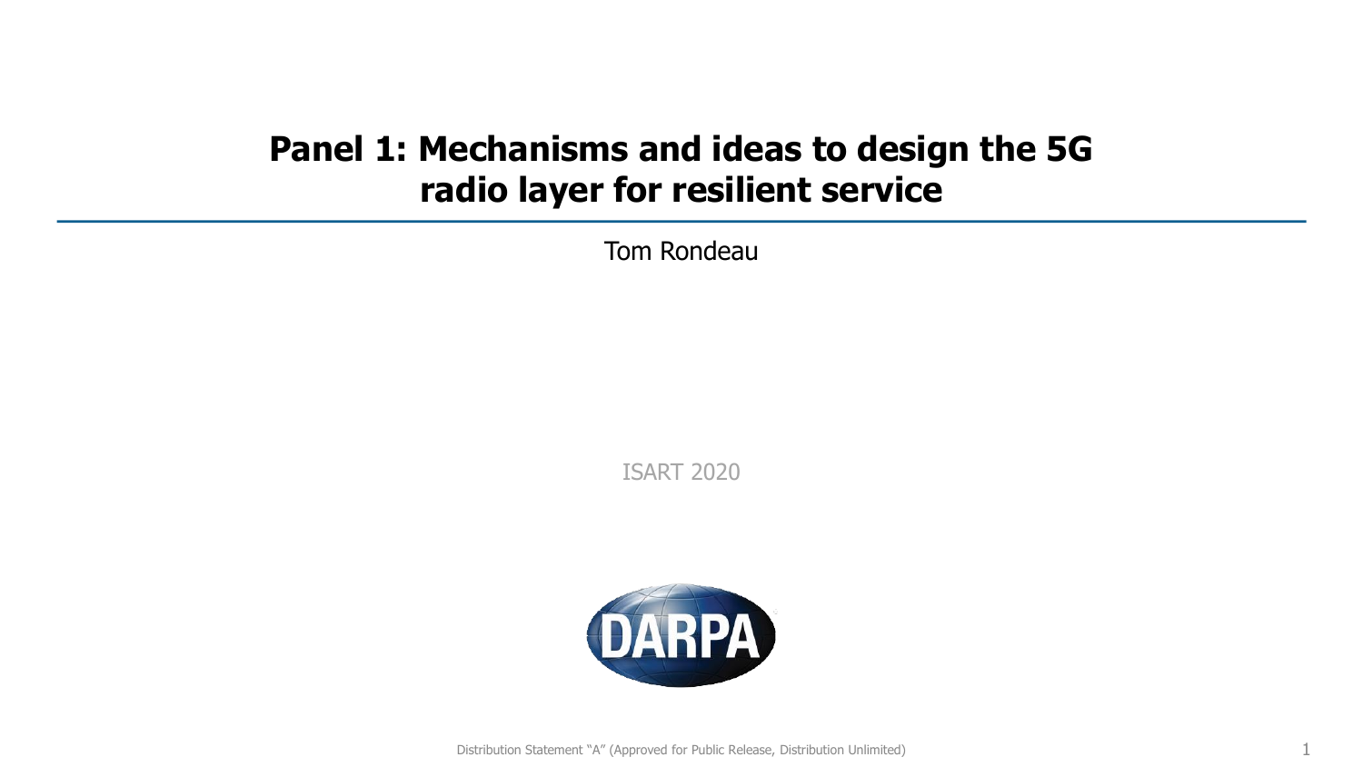# Panel 1: Mechanisms and ideas to design the 5G radio layer for resilient service

Tom Rondeau

ISART 2020

Distribution Statement "A" (Approved for Public Release, Distribution Unlimited)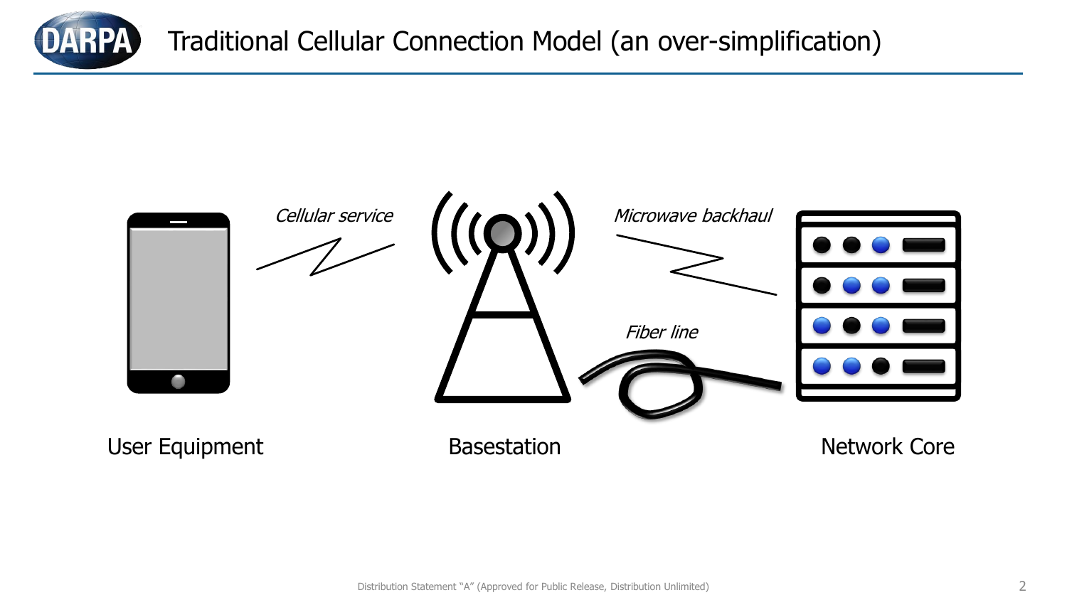# Traditional Cellular Connection Model (an over-simplification)

*Cellular service*

*Microwave backhaul*

*Fiber line*

User Equipment

Basestation

Network Core

Distribution Statement "A" (Approved for Public Release, Distribution Unlimited)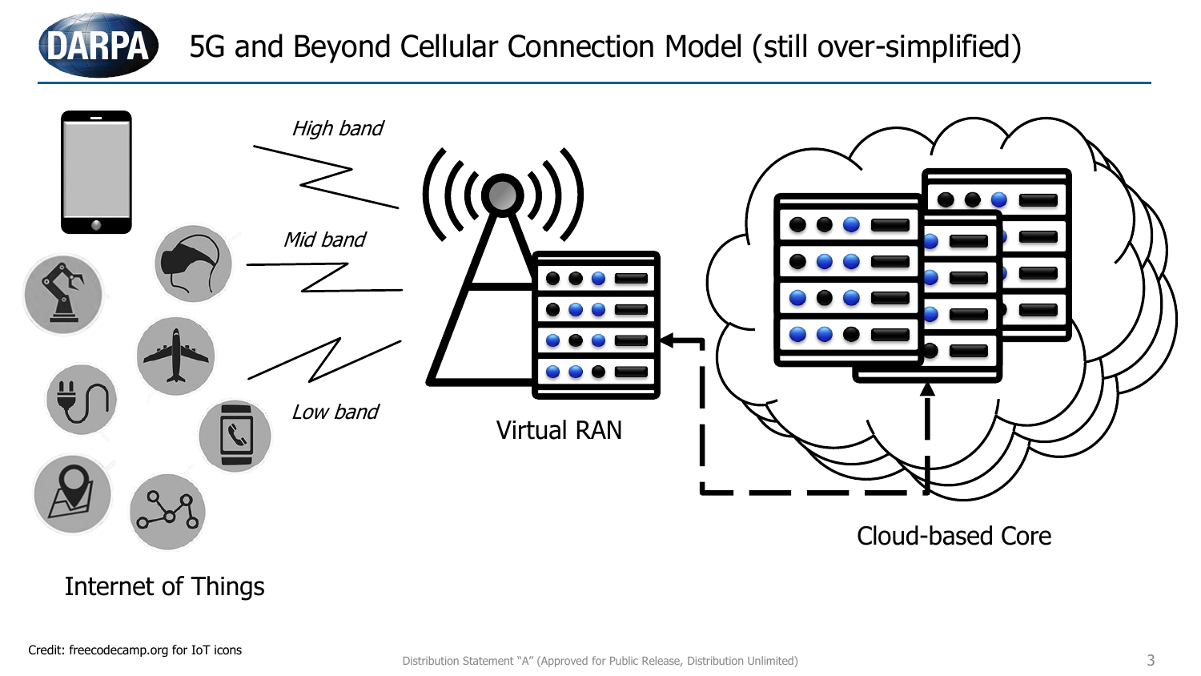# 5G and Beyond Cellular Connection Model (still over-simplified)

*High band*

*Mid band*

*Low band*

Virtual RAN

Cloud-based Core

Internet of Things

Credit: freecodecamp.org for IoT icons

Distribution Statement "A" (Approved for Public Release, Distribution Unlimited)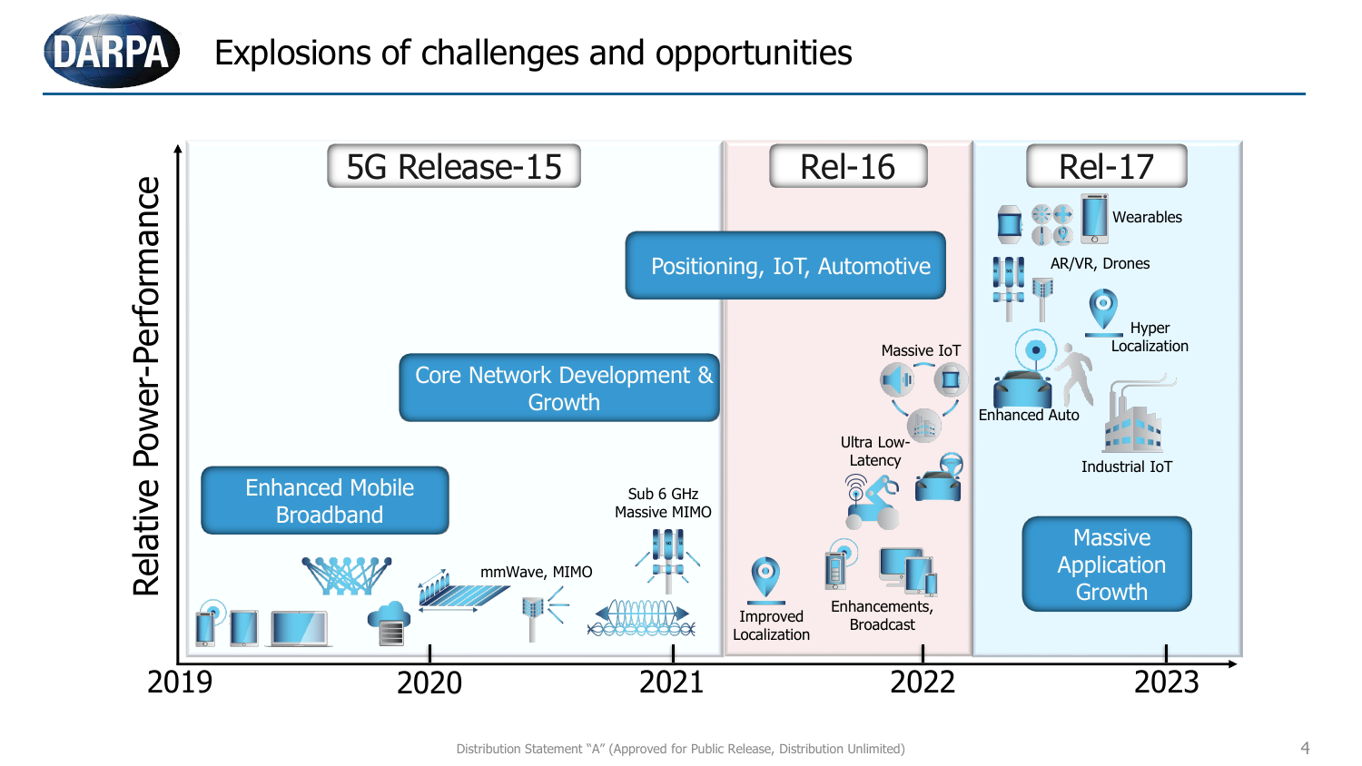# Explosions of challenges and opportunities

Relative Power-Performance

**5G Release-15**

- Enhanced Mobile Broadband
- Core Network Development & Growth
- mmWave, MIMO
- Sub 6 GHz Massive MIMO

**Rel-16**

- Positioning, IoT, Automotive
- Improved Localization
- Enhancements, Broadcast
- Ultra Low-Latency
- Massive IoT

**Rel-17**

- Wearables
- AR/VR, Drones
- Hyper Localization
- Enhanced Auto
- Industrial IoT
- Massive Application Growth

2019 | 2020 | 2021 | 2022 | 2023

Distribution Statement "A" (Approved for Public Release, Distribution Unlimited)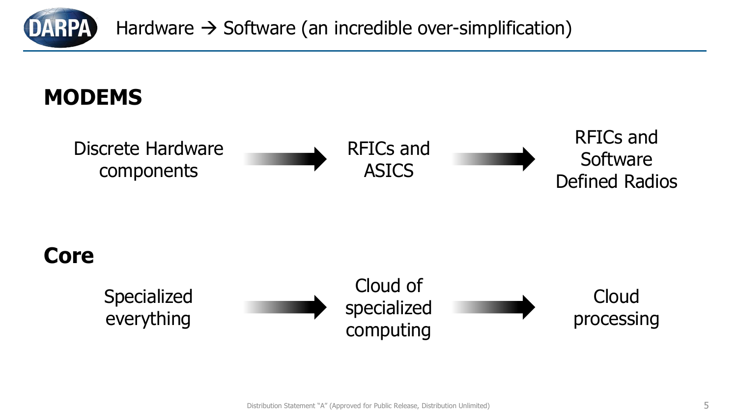# Hardware → Software (an incredible over-simplification)

## MODEMS

Discrete Hardware components → RFICs and ASICS → RFICs and Software Defined Radios

## Core

Specialized everything → Cloud of specialized computing → Cloud processing

Distribution Statement "A" (Approved for Public Release, Distribution Unlimited)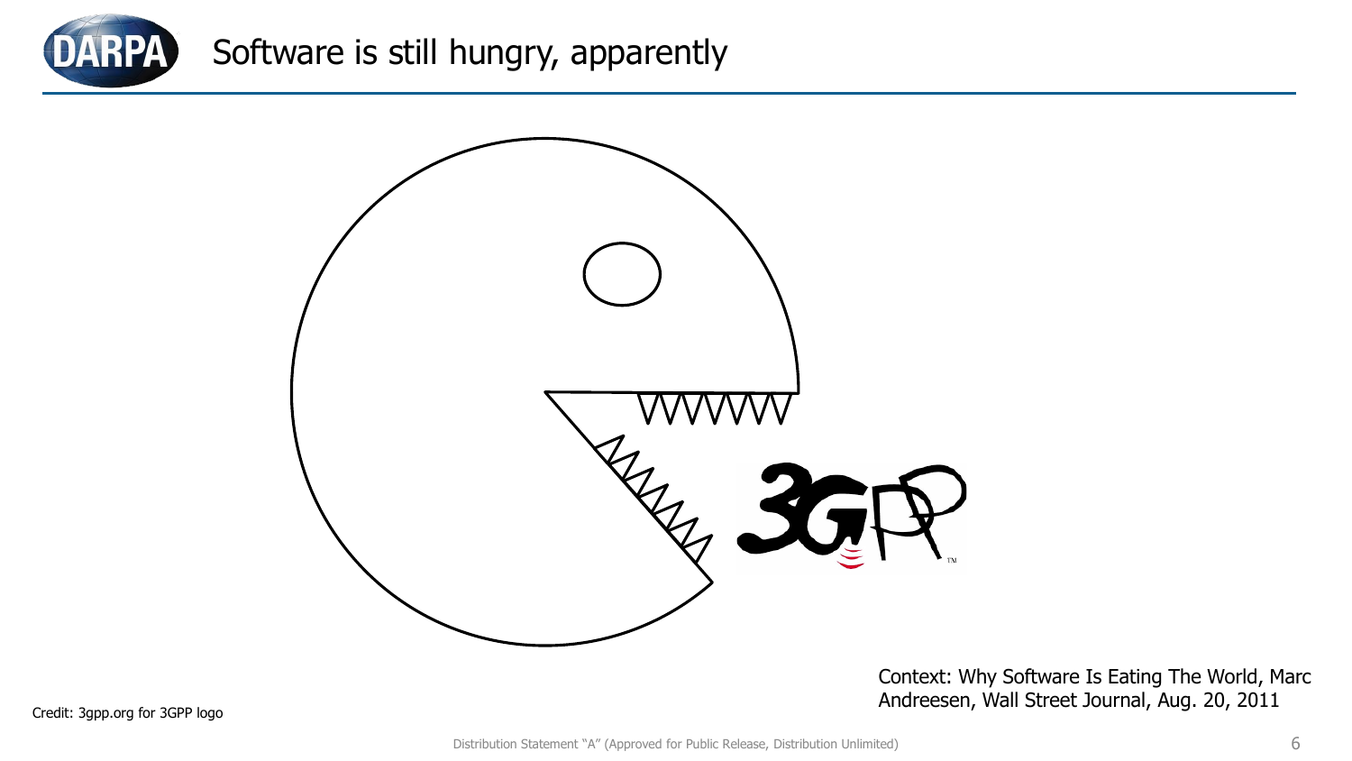# Software is still hungry, apparently

3GPP

Context: Why Software Is Eating The World, Marc Andreesen, Wall Street Journal, Aug. 20, 2011

Credit: 3gpp.org for 3GPP logo

Distribution Statement "A" (Approved for Public Release, Distribution Unlimited)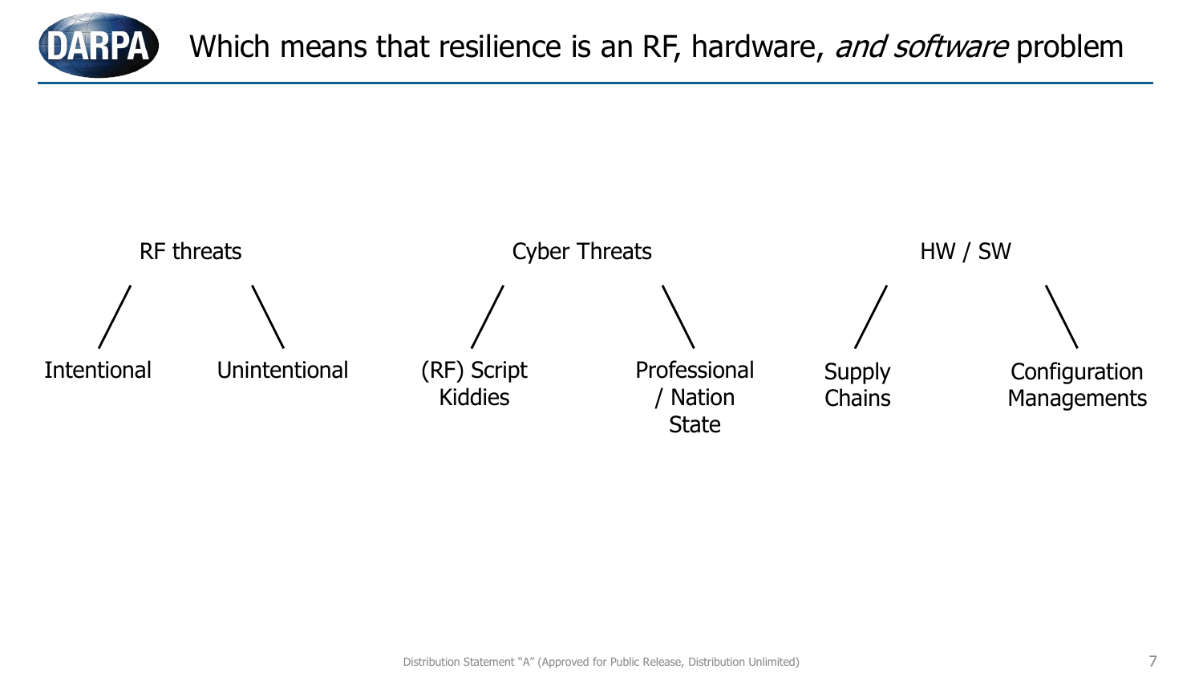# Which means that resilience is an RF, hardware, *and software* problem

- RF threats
  - Intentional
  - Unintentional
- Cyber Threats
  - (RF) Script Kiddies
  - Professional / Nation State
- HW / SW
  - Supply Chains
  - Configuration Managements

Distribution Statement "A" (Approved for Public Release, Distribution Unlimited)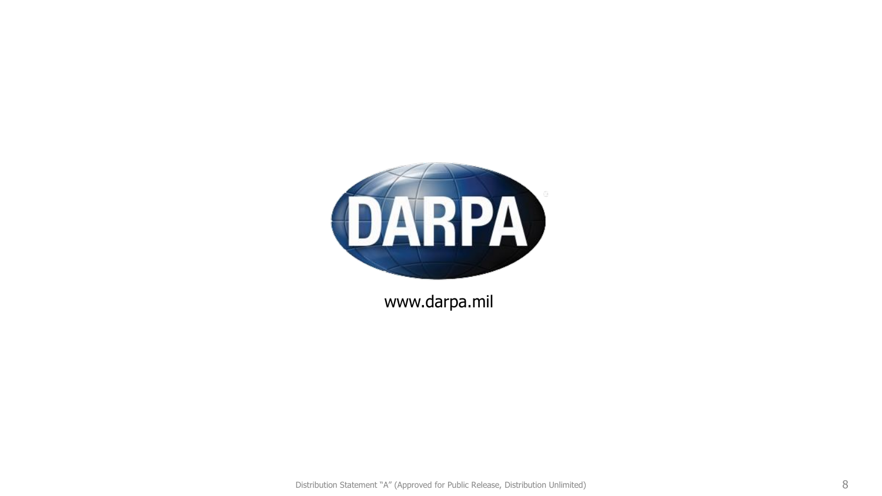DARPA

www.darpa.mil

Distribution Statement "A" (Approved for Public Release, Distribution Unlimited)